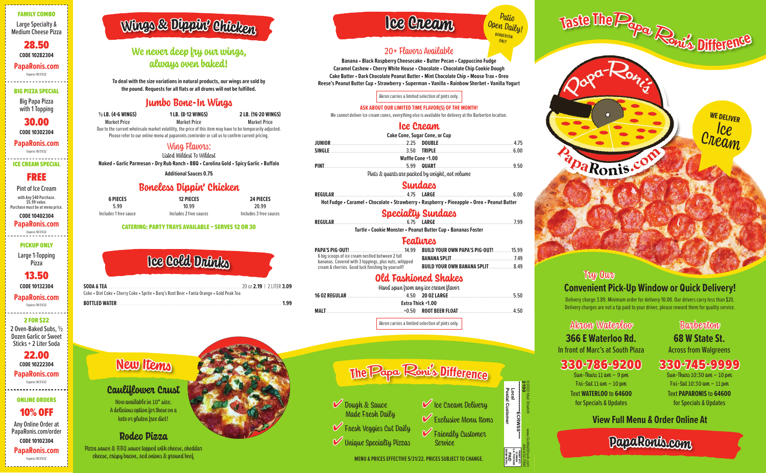## FAMILY COMBO

Large Specialty & Medium Cheese Pizza

**28.50**

CODE 10282304

PapaRonis.com

Expires 10/31/22

## BIG PIZZA SPECIAL

Big Papa Pizza with 1 Topping

**30.00**

CODE 10302304

PapaRonis.com

Expires 10/31/22

## ICE CREAM SPECIAL

**FREE**

Pint of Ice Cream

with Any $40 Purchase. $5.99 value. Purchase must be at menu price.

CODE 10402304

PapaRonis.com

Expires 10/31/22

## PICKUP ONLY

Large 1-Topping Pizza

**13.50**

CODE 10132304

PapaRonis.com

Expires 10/31/22

## 2 FOR $22

2 Oven-Baked Subs, ½ Dozen Garlic or Sweet Sticks + 2 Liter Soda

**22.00**

CODE 10222304

PapaRonis.com

Expires 10/31/22

## ONLINE ORDERS

**10% OFF**

Any Online Order at PapaRonis.com/order

CODE 10102304

PapaRonis.com

Expires 10/31/22

# Wings & Dippin' Chicken

## We never deep fry our wings, always oven baked!

**To deal with the size variations in natural products, our wings are sold by the pound. Requests for all flats or all drums will not be fulfilled.**

### Jumbo Bone-In Wings

| ½ LB. (4-6 WINGS) | 1 LB. (8-12 WINGS) | 2 LB. (16-20 WINGS) |
|---|---|---|
| Market Price | Market Price | Market Price |

Due to the current wholesale market volatility, the price of this item may have to be temporarily adjusted. Please refer to our online menu at paparonis.com/order or call us to confirm current pricing.

### Wing Flavors:

Listed Mildest To Wildest

**Naked • Garlic Parmesan • Dry Rub Ranch • BBQ • Carolina Gold • Spicy Garlic • Buffalo**

**Additional Sauces 0.75**

### Boneless Dippin' Chicken

| 6 PIECES | 12 PIECES | 24 PIECES |
|---|---|---|
| 5.99 | 10.99 | 20.99 |
| Includes 1 free sauce | Includes 2 free sauces | Includes 3 free sauces |

**CATERING: PARTY TRAYS AVAILABLE – SERVES 12 OR 30**

# Ice Cold Drinks

**SODA & TEA** .......... 20 oz **2.19** | 2 LITER **3.09**

Coke • Diet Coke • Cherry Coke • Sprite • Barq's Root Beer • Fanta Orange • Gold Peak Tea

**BOTTLED WATER** .......... **1.99**

# New Items

### Cauliflower Crust

Now available in 10" size. A delicious option for those on a keto or gluten free diet!

### Rodeo Pizza

Pizza sauce & BBQ sauce topped with cheese, cheddar cheese, crispy bacon, red onions & ground beef

# Ice Cream

Patio Open Daily! BARBERTON ONLY

## 20+ Flavors Available

**Banana • Black Raspberry Cheesecake • Butter Pecan • Cappuccino Fudge Caramel Cashew • Cherry White House • Chocolate • Chocolate Chip Cookie Dough Cake Batter • Dark Chocolate Peanut Butter • Mint Chocolate Chip • Moose Trax • Oreo Reese's Peanut Butter Cup • Strawberry • Superman • Vanilla • Rainbow Sherbet • Vanilla Yogurt**

Akron carries a limited selection of pints only.

**ASK ABOUT OUR LIMITED TIME FLAVOR(S) OF THE MONTH!**

We cannot deliver ice cream cones, everything else is available for delivery at the Barberton location.

### Ice Cream

**Cake Cone, Sugar Cone, or Cup**

| | | | |
|---|---|---|---|
| **JUNIOR** | 2.25 | **DOUBLE** | 4.75 |
| **SINGLE** | 3.50 | **TRIPLE** | 6.00 |

**Waffle Cone +1.00**

| | | | |
|---|---|---|---|
| **PINT** | 5.99 | **QUART** | 9.50 |

Pints & quarts are packed by weight, not volume

### Sundaes

| | | | |
|---|---|---|---|
| **REGULAR** | 4.75 | **LARGE** | 6.00 |

**Hot Fudge • Caramel • Chocolate • Strawberry • Raspberry • Pineapple • Oreo • Peanut Butter**

### Specialty Sundaes

| | | | |
|---|---|---|---|
| **REGULAR** | 6.75 | **LARGE** | 7.99 |

**Turtle • Cookie Monster • Peanut Butter Cup • Bananas Foster**

### Features

**PAPA'S PIG-OUT!** .......... 14.99
6 big scoops of ice cream nestled between 2 full bananas. Covered with 3 toppings, plus nuts, whipped cream & cherries. Good luck finishing by yourself!

**BUILD YOUR OWN PAPA'S PIG-OUT!** .......... 15.99

**BANANA SPLIT** .......... 7.49

**BUILD YOUR OWN BANANA SPLIT** .......... 8.49

### Old Fashioned Shakes

Hand spun from any ice cream flavor

| | | | |
|---|---|---|---|
| **16 OZ REGULAR** | 4.50 | **20 OZ LARGE** | 5.50 |

**Extra Thick +1.00**

| | | | |
|---|---|---|---|
| **MALT** | +0.50 | **ROOT BEER FLOAT** | 4.50 |

Akron carries a limited selection of pints only.

# The Papa Roni's Difference

- ✔ Dough & Sauce Made Fresh Daily
- ✔ Fresh Veggies Cut Daily
- ✔ Unique Specialty Pizzas
- ✔ Ice Cream Delivery
- ✔ Exclusive Menu Items
- ✔ Friendly Customer Service

**MENU & PRICES EFFECTIVE 5/31/22. PRICES SUBJECT TO CHANGE.**

©2022 Mail Shark® www.GoMailShark.com 484-652-7990

2190 ******ECRWSS**** Local Postal Customer

PRSRT STD ECRWSS U.S. POSTAGE PAID EDDM RETAIL

# Taste The Papa Roni's Difference

Papa-Roni's PapaRonis.com

WE DELIVER Ice Cream

## Try Our Convenient Pick-Up Window or Quick Delivery!

Delivery charge 3.89. Minimum order for delivery 10.00. Our drivers carry less than $20. Delivery charges are not a tip paid to your driver, please reward them for quality service.

### Akron Waterloo

**366 E Waterloo Rd.**

In front of Marc's at South Plaza

**330-786-9200**

Sun-Thurs 11 am – 9 pm

Fri-Sat 11 am – 10 pm

Text **WATERLOO** to **64600** for Specials & Updates

### Barberton

**68 W State St.**

Across from Walgreens

**330-745-9999**

Sun-Thurs 10:30 am – 10 pm

Fri-Sat 10:30 am – 11 pm

Text **PAPARONIS** to **64600** for Specials & Updates

**View Full Menu & Order Online At**

**PapaRonis.com**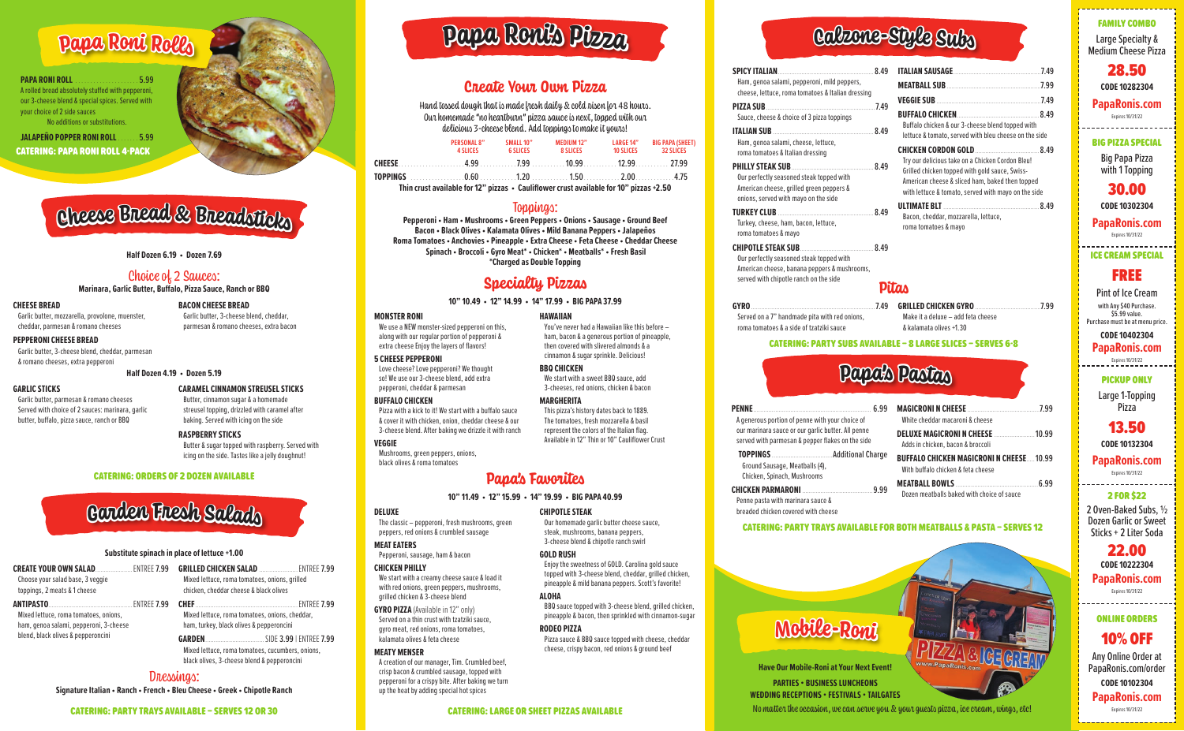# Papa Roni Rolls

**PAPA RONI ROLL** ..................... 5.99
A rolled bread absolutely stuffed with pepperoni, our 3-cheese blend & special spices. Served with your choice of 2 side sauces
No additions or substitutions.

**JALAPEÑO POPPER RONI ROLL** ....... 5.99

**CATERING: PAPA RONI ROLL 4-PACK**

# Cheese Bread & Breadsticks

**Half Dozen 6.19 • Dozen 7.69**

## Choice of 2 Sauces:

**Marinara, Garlic Butter, Buffalo, Pizza Sauce, Ranch or BBQ**

**CHEESE BREAD**
Garlic butter, mozzarella, provolone, muenster, cheddar, parmesan & romano cheeses

**BACON CHEESE BREAD**
Garlic butter, 3-cheese blend, cheddar, parmesan & romano cheeses, extra bacon

**PEPPERONI CHEESE BREAD**
Garlic butter, 3-cheese blend, cheddar, parmesan & romano cheeses, extra pepperoni

**Half Dozen 4.19 • Dozen 5.19**

**GARLIC STICKS**
Garlic butter, parmesan & romano cheeses
Served with choice of 2 sauces: marinara, garlic butter, buffalo, pizza sauce, ranch or BBQ

**CARAMEL CINNAMON STREUSEL STICKS**
Butter, cinnamon sugar & a homemade streusel topping, drizzled with caramel after baking. Served with icing on the side

**RASPBERRY STICKS**
Butter & sugar topped with raspberry. Served with icing on the side. Tastes like a jelly doughnut!

**CATERING: ORDERS OF 2 DOZEN AVAILABLE**

# Garden Fresh Salads

**Substitute spinach in place of lettuce +1.00**

**CREATE YOUR OWN SALAD** ..................... ENTRÉE 7.99
Choose your salad base, 3 veggie toppings, 2 meats & 1 cheese

**ANTIPASTO** ..................... ENTRÉE 7.99
Mixed lettuce, roma tomatoes, onions, ham, genoa salami, pepperoni, 3-cheese blend, black olives & pepperoncini

**GRILLED CHICKEN SALAD** ..................... ENTRÉE 7.99
Mixed lettuce, roma tomatoes, onions, grilled chicken, cheddar cheese & black olives

**CHEF** ..................... ENTRÉE 7.99
Mixed lettuce, roma tomatoes, onions, cheddar, ham, turkey, black olives & pepperoncini

**GARDEN** ..................... SIDE 3.99 | ENTRÉE 7.99
Mixed lettuce, roma tomatoes, cucumbers, onions, black olives, 3-cheese blend & pepperoncini

## Dressings:

**Signature Italian • Ranch • French • Bleu Cheese • Greek • Chipotle Ranch**

**CATERING: PARTY TRAYS AVAILABLE – SERVES 12 OR 30**

# Papa Roni's Pizza

## Create Your Own Pizza

Hand tossed dough that is made fresh daily & cold risen for 48 hours. Our homemade "no heartburn" pizza sauce is next, topped with our delicious 3-cheese blend. Add toppings to make it yours!

| | PERSONAL 8" 4 SLICES | SMALL 10" 6 SLICES | MEDIUM 12" 8 SLICES | LARGE 14" 10 SLICES | BIG PAPA (SHEET) 32 SLICES |
|---|---|---|---|---|---|
| CHEESE | 4.99 | 7.99 | 10.99 | 12.99 | 27.99 |
| TOPPINGS | 0.60 | 1.20 | 1.50 | 2.00 | 4.75 |

**Thin crust available for 12" pizzas • Cauliflower crust available for 10" pizzas +2.50**

## Toppings:

**Pepperoni • Ham • Mushrooms • Green Peppers • Onions • Sausage • Ground Beef
Bacon • Black Olives • Kalamata Olives • Mild Banana Peppers • Jalapeños
Roma Tomatoes • Anchovies • Pineapple • Extra Cheese • Feta Cheese • Cheddar Cheese
Spinach • Broccoli • Gyro Meat* • Chicken* • Meatballs* • Fresh Basil
*Charged as Double Topping**

## Specialty Pizzas

**10" 10.49 • 12" 14.99 • 14" 17.99 • BIG PAPA 37.99**

**MONSTER RONI**
We use a NEW monster-sized pepperoni on this, along with our regular portion of pepperoni & extra cheese Enjoy the layers of flavors!

**5 CHEESE PEPPERONI**
Love cheese? Love pepperoni? We thought so! We use our 3-cheese blend, add extra pepperoni, cheddar & parmesan

**BUFFALO CHICKEN**
Pizza with a kick to it! We start with a buffalo sauce & cover it with chicken, onion, cheddar cheese & our 3-cheese blend. After baking we drizzle it with ranch

**VEGGIE**
Mushrooms, green peppers, onions, black olives & roma tomatoes

**HAWAIIAN**
You've never had a Hawaiian like this before – ham, bacon & a generous portion of pineapple, then covered with slivered almonds & a cinnamon & sugar sprinkle. Delicious!

**BBQ CHICKEN**
We start with a sweet BBQ sauce, add 3-cheeses, red onions, chicken & bacon

**MARGHERITA**
This pizza's history dates back to 1889. The tomatoes, fresh mozzarella & basil represent the colors of the Italian flag. Available in 12" Thin or 10" Cauliflower Crust

## Papa's Favorites

**10" 11.49 • 12" 15.99 • 14" 19.99 • BIG PAPA 40.99**

**DELUXE**
The classic – pepperoni, fresh mushrooms, green peppers, red onions & crumbled sausage

**MEAT EATERS**
Pepperoni, sausage, ham & bacon

**CHICKEN PHILLY**
We start with a creamy cheese sauce & load it with red onions, green peppers, mushrooms, grilled chicken & 3-cheese blend

**GYRO PIZZA** (Available in 12" only)
Served on a thin crust with tzatziki sauce, gyro meat, red onions, roma tomatoes, kalamata olives & feta cheese

**MEATY MENSER**
A creation of our manager, Tim. Crumbled beef, crisp bacon & crumbled sausage, topped with pepperoni for a crispy bite. After baking we turn up the heat by adding special hot spices

**CHIPOTLE STEAK**
Our homemade garlic butter cheese sauce, steak, mushrooms, banana peppers, 3-cheese blend & chipotle ranch swirl

**GOLD RUSH**
Enjoy the sweetness of GOLD. Carolina gold sauce topped with 3-cheese blend, cheddar, grilled chicken, pineapple & mild banana peppers. Scott's favorite!

**ALOHA**
BBQ sauce topped with 3-cheese blend, grilled chicken, pineapple & bacon, then sprinkled with cinnamon-sugar

**RODEO PIZZA**
Pizza sauce & BBQ sauce topped with cheese, cheddar cheese, crispy bacon, red onions & ground beef

**CATERING: LARGE OR SHEET PIZZAS AVAILABLE**

# Calzone-Style Subs

**SPICY ITALIAN** ..................... 8.49
Ham, genoa salami, pepperoni, mild peppers, cheese, lettuce, roma tomatoes & Italian dressing

**PIZZA SUB** ..................... 7.49
Sauce, cheese & choice of 3 pizza toppings

**ITALIAN SUB** ..................... 8.49
Ham, genoa salami, cheese, lettuce, roma tomatoes & Italian dressing

**PHILLY STEAK SUB** ..................... 8.49
Our perfectly seasoned steak topped with American cheese, grilled green peppers & onions, served with mayo on the side

**TURKEY CLUB** ..................... 8.49
Turkey, cheese, ham, bacon, lettuce, roma tomatoes & mayo

**CHIPOTLE STEAK SUB** ..................... 8.49
Our perfectly seasoned steak topped with American cheese, banana peppers & mushrooms, served with chipotle ranch on the side

**ITALIAN SAUSAGE** ..................... 7.49

**MEATBALL SUB** ..................... 7.99

**VEGGIE SUB** ..................... 7.49

**BUFFALO CHICKEN** ..................... 8.49
Buffalo chicken & our 3-cheese blend topped with lettuce & tomato, served with bleu cheese on the side

**CHICKEN CORDON GOLD** ..................... 8.49
Try our delicious take on a Chicken Cordon Bleu! Grilled chicken topped with gold sauce, Swiss-American cheese & sliced ham, baked then topped with lettuce & tomato, served with mayo on the side

**ULTIMATE BLT** ..................... 8.49
Bacon, cheddar, mozzarella, lettuce, roma tomatoes & mayo

## Pitas

**GYRO** ..................... 7.49
Served on a 7" handmade pita with red onions, roma tomatoes & a side of tzatziki sauce

**GRILLED CHICKEN GYRO** ..................... 7.99
Make it a deluxe – add feta cheese & kalamata olives +1.30

**CATERING: PARTY SUBS AVAILABLE – 8 LARGE SLICES – SERVES 6-8**

# Papa's Pastas

**PENNE** ..................... 6.99
A generous portion of penne with your choice of our marinara sauce or our garlic butter. All penne served with parmesan & pepper flakes on the side

**TOPPINGS** ..................... Additional Charge
Ground Sausage, Meatballs (4), Chicken, Spinach, Mushrooms

**CHICKEN PARMARONI** ..................... 9.99
Penne pasta with marinara sauce & breaded chicken covered with cheese

**MAGICRONI N CHEESE** ..................... 7.99
White cheddar macaroni & cheese

**DELUXE MAGICRONI N CHEESE** ..................... 10.99
Adds in chicken, bacon & broccoli

**BUFFALO CHICKEN MAGICRONI N CHEESE** ..... 10.99
With buffalo chicken & feta cheese

**MEATBALL BOWLS** ..................... 6.99
Dozen meatballs baked with choice of sauce

**CATERING: PARTY TRAYS AVAILABLE FOR BOTH MEATBALLS & PASTA – SERVES 12**

# Mobile-Roni

**Have Our Mobile-Roni at Your Next Event!**

**PARTIES • BUSINESS LUNCHEONS
WEDDING RECEPTIONS • FESTIVALS • TAILGATES**

No matter the occasion, we can serve you & your guests pizza, ice cream, wings, etc!

---

**FAMILY COMBO**
Large Specialty & Medium Cheese Pizza
**28.50**
**CODE 10282304**
**PapaRonis.com**
Expires 10/31/22

**BIG PIZZA SPECIAL**
Big Papa Pizza with 1 Topping
**30.00**
**CODE 10302304**
**PapaRonis.com**
Expires 10/31/22

**ICE CREAM SPECIAL**
**FREE**
Pint of Ice Cream
with Any $40 Purchase. $5.99 value. Purchase must be at menu price.
**CODE 10402304**
**PapaRonis.com**
Expires 10/31/22

**PICKUP ONLY**
Large 1-Topping Pizza
**13.50**
**CODE 10132304**
**PapaRonis.com**
Expires 10/31/22

**2 FOR $22**
2 Oven-Baked Subs, ½ Dozen Garlic or Sweet Sticks + 2 Liter Soda
**22.00**
**CODE 10222304**
**PapaRonis.com**
Expires 10/31/22

**ONLINE ORDERS**
**10% OFF**
Any Online Order at PapaRonis.com/order
**CODE 10102304**
**PapaRonis.com**
Expires 10/31/22